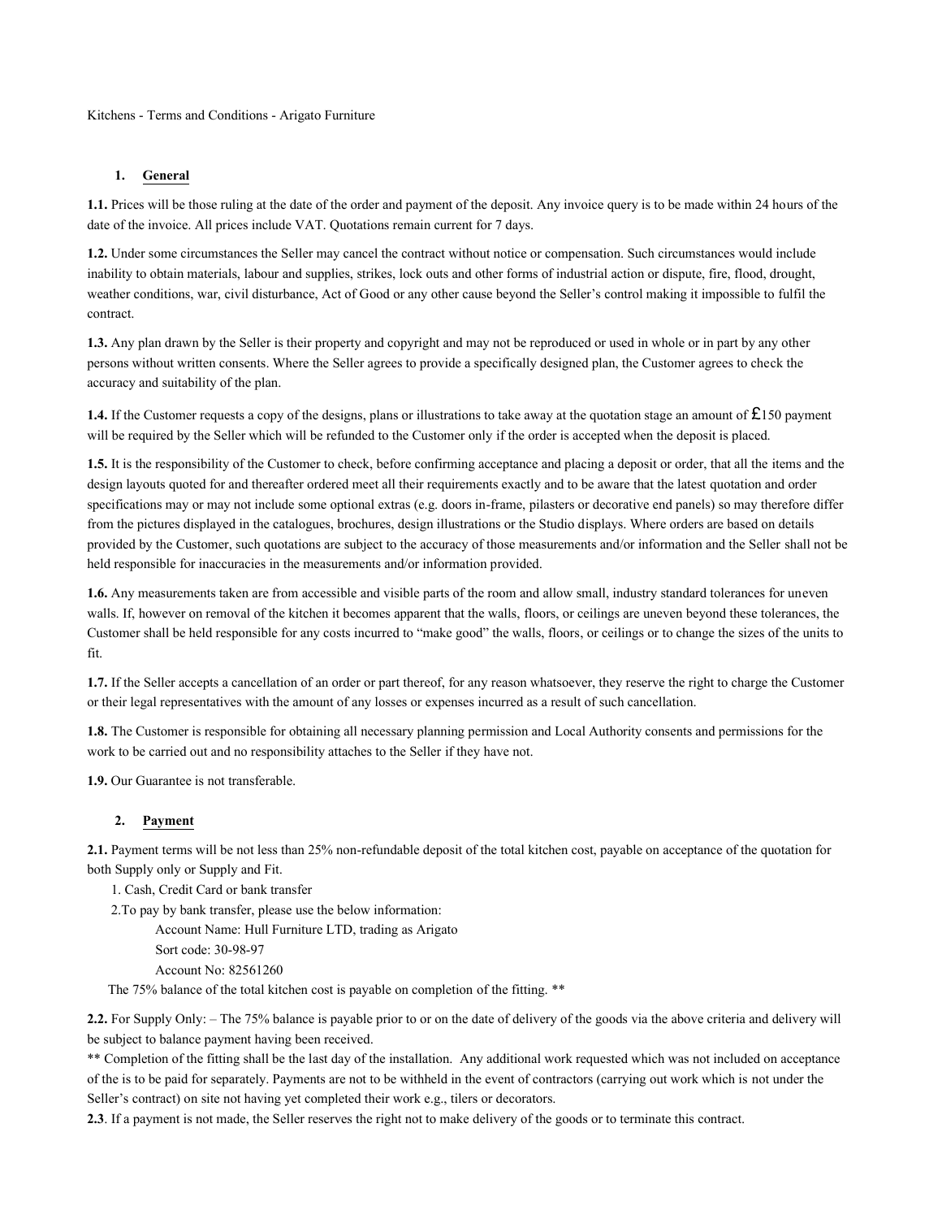Kitchens - Terms and Conditions - Arigato Furniture

## 1. General

**1.1.** Prices will be those ruling at the date of the order and payment of the deposit. Any invoice query is to be made within 24 hours of the date of the invoice. All prices include VAT. Quotations remain current for 7 days.

**1.2.** Under some circumstances the Seller may cancel the contract without notice or compensation. Such circumstances would include inability to obtain materials, labour and supplies, strikes, lock outs and other forms of industrial action or dispute, fire, flood, drought, weather conditions, war, civil disturbance, Act of Good or any other cause beyond the Seller's control making it impossible to fulfil the contract.

**1.3.** Any plan drawn by the Seller is their property and copyright and may not be reproduced or used in whole or in part by any other persons without written consents. Where the Seller agrees to provide a specifically designed plan, the Customer agrees to check the accuracy and suitability of the plan.

**1.4.** If the Customer requests a copy of the designs, plans or illustrations to take away at the quotation stage an amount of £150 payment will be required by the Seller which will be refunded to the Customer only if the order is accepted when the deposit is placed.

**1.5.** It is the responsibility of the Customer to check, before confirming acceptance and placing a deposit or order, that all the items and the design layouts quoted for and thereafter ordered meet all their requirements exactly and to be aware that the latest quotation and order specifications may or may not include some optional extras (e.g. doors in-frame, pilasters or decorative end panels) so may therefore differ from the pictures displayed in the catalogues, brochures, design illustrations or the Studio displays. Where orders are based on details provided by the Customer, such quotations are subject to the accuracy of those measurements and/or information and the Seller shall not be held responsible for inaccuracies in the measurements and/or information provided.

**1.6.** Any measurements taken are from accessible and visible parts of the room and allow small, industry standard tolerances for uneven walls. If, however on removal of the kitchen it becomes apparent that the walls, floors, or ceilings are uneven beyond these tolerances, the Customer shall be held responsible for any costs incurred to "make good" the walls, floors, or ceilings or to change the sizes of the units to fit.

**1.7.** If the Seller accepts a cancellation of an order or part thereof, for any reason whatsoever, they reserve the right to charge the Customer or their legal representatives with the amount of any losses or expenses incurred as a result of such cancellation.

**1.8.** The Customer is responsible for obtaining all necessary planning permission and Local Authority consents and permissions for the work to be carried out and no responsibility attaches to the Seller if they have not.

**1.9.** Our Guarantee is not transferable.

## 2. Payment

**2.1.** Payment terms will be not less than 25% non-refundable deposit of the total kitchen cost, payable on acceptance of the quotation for both Supply only or Supply and Fit.

1. Cash, Credit Card or bank transfer
2. To pay by bank transfer, please use the below information:
   Account Name: Hull Furniture LTD, trading as Arigato
   Sort code: 30-98-97
   Account No: 82561260

The 75% balance of the total kitchen cost is payable on completion of the fitting. **

**2.2.** For Supply Only: – The 75% balance is payable prior to or on the date of delivery of the goods via the above criteria and delivery will be subject to balance payment having been received.

** Completion of the fitting shall be the last day of the installation. Any additional work requested which was not included on acceptance of the is to be paid for separately. Payments are not to be withheld in the event of contractors (carrying out work which is not under the Seller's contract) on site not having yet completed their work e.g., tilers or decorators.

**2.3**. If a payment is not made, the Seller reserves the right not to make delivery of the goods or to terminate this contract.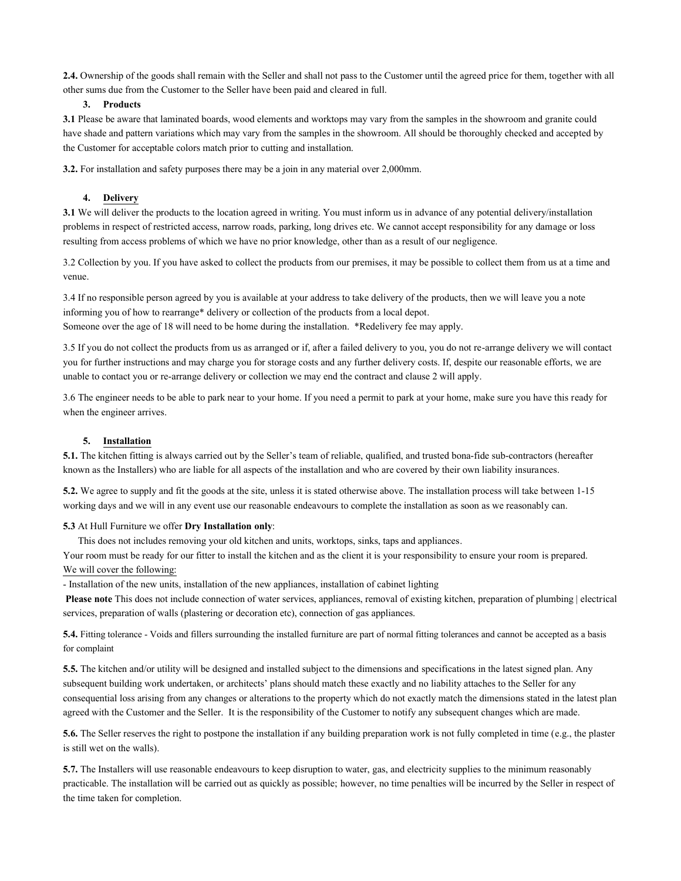**2.4.** Ownership of the goods shall remain with the Seller and shall not pass to the Customer until the agreed price for them, together with all other sums due from the Customer to the Seller have been paid and cleared in full.

## 3. Products

**3.1** Please be aware that laminated boards, wood elements and worktops may vary from the samples in the showroom and granite could have shade and pattern variations which may vary from the samples in the showroom. All should be thoroughly checked and accepted by the Customer for acceptable colors match prior to cutting and installation.

**3.2.** For installation and safety purposes there may be a join in any material over 2,000mm.

## 4. Delivery

**3.1** We will deliver the products to the location agreed in writing. You must inform us in advance of any potential delivery/installation problems in respect of restricted access, narrow roads, parking, long drives etc. We cannot accept responsibility for any damage or loss resulting from access problems of which we have no prior knowledge, other than as a result of our negligence.

3.2 Collection by you. If you have asked to collect the products from our premises, it may be possible to collect them from us at a time and venue.

3.4 If no responsible person agreed by you is available at your address to take delivery of the products, then we will leave you a note informing you of how to rearrange* delivery or collection of the products from a local depot.
Someone over the age of 18 will need to be home during the installation. *Redelivery fee may apply.

3.5 If you do not collect the products from us as arranged or if, after a failed delivery to you, you do not re-arrange delivery we will contact you for further instructions and may charge you for storage costs and any further delivery costs. If, despite our reasonable efforts, we are unable to contact you or re-arrange delivery or collection we may end the contract and clause 2 will apply.

3.6 The engineer needs to be able to park near to your home. If you need a permit to park at your home, make sure you have this ready for when the engineer arrives.

## 5. Installation

**5.1.** The kitchen fitting is always carried out by the Seller's team of reliable, qualified, and trusted bona-fide sub-contractors (hereafter known as the Installers) who are liable for all aspects of the installation and who are covered by their own liability insurances.

**5.2.** We agree to supply and fit the goods at the site, unless it is stated otherwise above. The installation process will take between 1-15 working days and we will in any event use our reasonable endeavours to complete the installation as soon as we reasonably can.

**5.3** At Hull Furniture we offer **Dry Installation only**:

This does not includes removing your old kitchen and units, worktops, sinks, taps and appliances.
Your room must be ready for our fitter to install the kitchen and as the client it is your responsibility to ensure your room is prepared.
<u>We will cover the following:</u>

- Installation of the new units, installation of the new appliances, installation of cabinet lighting

**Please note** This does not include connection of water services, appliances, removal of existing kitchen, preparation of plumbing | electrical services, preparation of walls (plastering or decoration etc), connection of gas appliances.

**5.4.** Fitting tolerance - Voids and fillers surrounding the installed furniture are part of normal fitting tolerances and cannot be accepted as a basis for complaint

**5.5.** The kitchen and/or utility will be designed and installed subject to the dimensions and specifications in the latest signed plan. Any subsequent building work undertaken, or architects' plans should match these exactly and no liability attaches to the Seller for any consequential loss arising from any changes or alterations to the property which do not exactly match the dimensions stated in the latest plan agreed with the Customer and the Seller. It is the responsibility of the Customer to notify any subsequent changes which are made.

**5.6.** The Seller reserves the right to postpone the installation if any building preparation work is not fully completed in time (e.g., the plaster is still wet on the walls).

**5.7.** The Installers will use reasonable endeavours to keep disruption to water, gas, and electricity supplies to the minimum reasonably practicable. The installation will be carried out as quickly as possible; however, no time penalties will be incurred by the Seller in respect of the time taken for completion.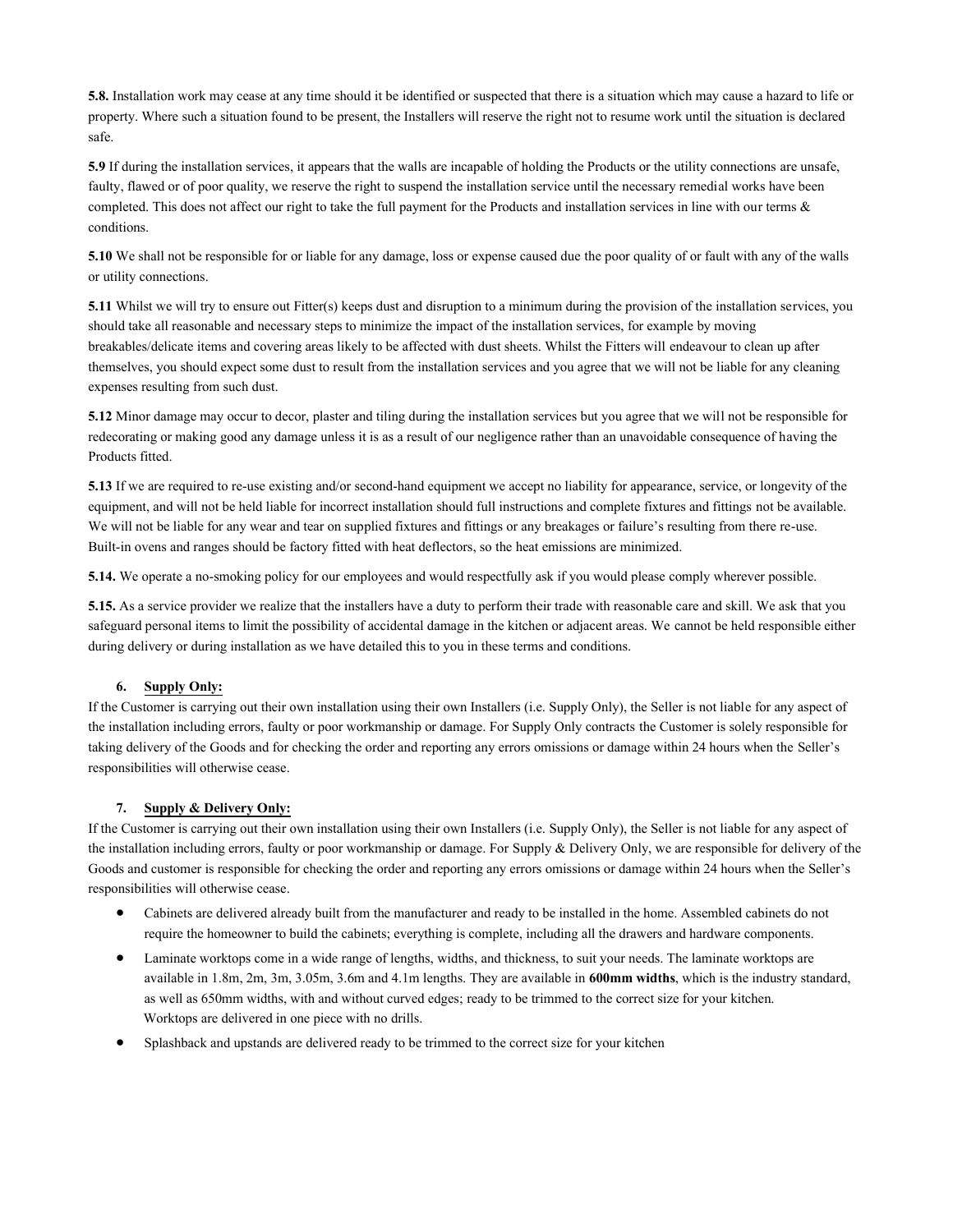**5.8.** Installation work may cease at any time should it be identified or suspected that there is a situation which may cause a hazard to life or property. Where such a situation found to be present, the Installers will reserve the right not to resume work until the situation is declared safe.

**5.9** If during the installation services, it appears that the walls are incapable of holding the Products or the utility connections are unsafe, faulty, flawed or of poor quality, we reserve the right to suspend the installation service until the necessary remedial works have been completed. This does not affect our right to take the full payment for the Products and installation services in line with our terms & conditions.

**5.10** We shall not be responsible for or liable for any damage, loss or expense caused due the poor quality of or fault with any of the walls or utility connections.

**5.11** Whilst we will try to ensure out Fitter(s) keeps dust and disruption to a minimum during the provision of the installation services, you should take all reasonable and necessary steps to minimize the impact of the installation services, for example by moving breakables/delicate items and covering areas likely to be affected with dust sheets. Whilst the Fitters will endeavour to clean up after themselves, you should expect some dust to result from the installation services and you agree that we will not be liable for any cleaning expenses resulting from such dust.

**5.12** Minor damage may occur to decor, plaster and tiling during the installation services but you agree that we will not be responsible for redecorating or making good any damage unless it is as a result of our negligence rather than an unavoidable consequence of having the Products fitted.

**5.13** If we are required to re-use existing and/or second-hand equipment we accept no liability for appearance, service, or longevity of the equipment, and will not be held liable for incorrect installation should full instructions and complete fixtures and fittings not be available. We will not be liable for any wear and tear on supplied fixtures and fittings or any breakages or failure's resulting from there re-use. Built-in ovens and ranges should be factory fitted with heat deflectors, so the heat emissions are minimized.

**5.14.** We operate a no-smoking policy for our employees and would respectfully ask if you would please comply wherever possible.

**5.15.** As a service provider we realize that the installers have a duty to perform their trade with reasonable care and skill. We ask that you safeguard personal items to limit the possibility of accidental damage in the kitchen or adjacent areas. We cannot be held responsible either during delivery or during installation as we have detailed this to you in these terms and conditions.

## 6. Supply Only:

If the Customer is carrying out their own installation using their own Installers (i.e. Supply Only), the Seller is not liable for any aspect of the installation including errors, faulty or poor workmanship or damage. For Supply Only contracts the Customer is solely responsible for taking delivery of the Goods and for checking the order and reporting any errors omissions or damage within 24 hours when the Seller's responsibilities will otherwise cease.

## 7. Supply & Delivery Only:

If the Customer is carrying out their own installation using their own Installers (i.e. Supply Only), the Seller is not liable for any aspect of the installation including errors, faulty or poor workmanship or damage. For Supply & Delivery Only, we are responsible for delivery of the Goods and customer is responsible for checking the order and reporting any errors omissions or damage within 24 hours when the Seller's responsibilities will otherwise cease.

- Cabinets are delivered already built from the manufacturer and ready to be installed in the home. Assembled cabinets do not require the homeowner to build the cabinets; everything is complete, including all the drawers and hardware components.
- Laminate worktops come in a wide range of lengths, widths, and thickness, to suit your needs. The laminate worktops are available in 1.8m, 2m, 3m, 3.05m, 3.6m and 4.1m lengths. They are available in **600mm widths**, which is the industry standard, as well as 650mm widths, with and without curved edges; ready to be trimmed to the correct size for your kitchen. Worktops are delivered in one piece with no drills.
- Splashback and upstands are delivered ready to be trimmed to the correct size for your kitchen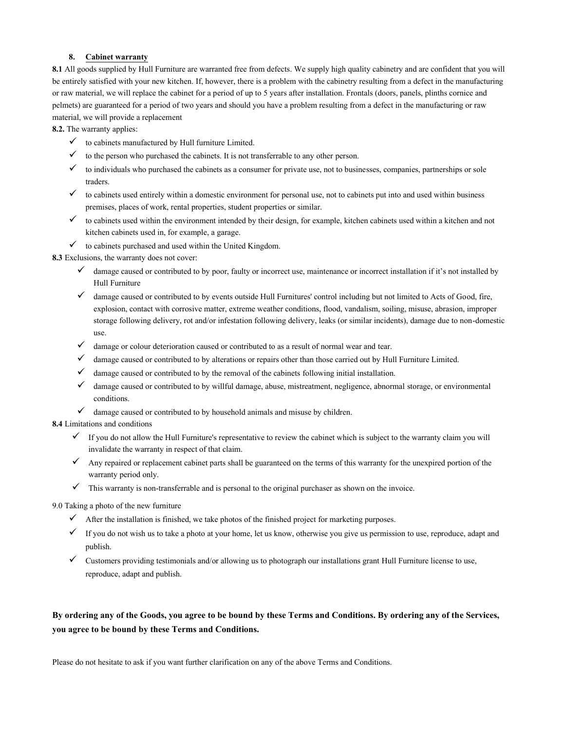## 8. Cabinet warranty

**8.1** All goods supplied by Hull Furniture are warranted free from defects. We supply high quality cabinetry and are confident that you will be entirely satisfied with your new kitchen. If, however, there is a problem with the cabinetry resulting from a defect in the manufacturing or raw material, we will replace the cabinet for a period of up to 5 years after installation. Frontals (doors, panels, plinths cornice and pelmets) are guaranteed for a period of two years and should you have a problem resulting from a defect in the manufacturing or raw material, we will provide a replacement

**8.2.** The warranty applies:

- ✓ to cabinets manufactured by Hull furniture Limited.
- ✓ to the person who purchased the cabinets. It is not transferrable to any other person.
- ✓ to individuals who purchased the cabinets as a consumer for private use, not to businesses, companies, partnerships or sole traders.
- ✓ to cabinets used entirely within a domestic environment for personal use, not to cabinets put into and used within business premises, places of work, rental properties, student properties or similar.
- ✓ to cabinets used within the environment intended by their design, for example, kitchen cabinets used within a kitchen and not kitchen cabinets used in, for example, a garage.
- ✓ to cabinets purchased and used within the United Kingdom.

**8.3** Exclusions, the warranty does not cover:

- ✓ damage caused or contributed to by poor, faulty or incorrect use, maintenance or incorrect installation if it's not installed by Hull Furniture
- ✓ damage caused or contributed to by events outside Hull Furnitures' control including but not limited to Acts of Good, fire, explosion, contact with corrosive matter, extreme weather conditions, flood, vandalism, soiling, misuse, abrasion, improper storage following delivery, rot and/or infestation following delivery, leaks (or similar incidents), damage due to non-domestic use.
- ✓ damage or colour deterioration caused or contributed to as a result of normal wear and tear.
- ✓ damage caused or contributed to by alterations or repairs other than those carried out by Hull Furniture Limited.
- ✓ damage caused or contributed to by the removal of the cabinets following initial installation.
- ✓ damage caused or contributed to by willful damage, abuse, mistreatment, negligence, abnormal storage, or environmental conditions.
- ✓ damage caused or contributed to by household animals and misuse by children.

**8.4** Limitations and conditions

- ✓ If you do not allow the Hull Furniture's representative to review the cabinet which is subject to the warranty claim you will invalidate the warranty in respect of that claim.
- ✓ Any repaired or replacement cabinet parts shall be guaranteed on the terms of this warranty for the unexpired portion of the warranty period only.
- ✓ This warranty is non-transferrable and is personal to the original purchaser as shown on the invoice.

9.0 Taking a photo of the new furniture

- ✓ After the installation is finished, we take photos of the finished project for marketing purposes.
- ✓ If you do not wish us to take a photo at your home, let us know, otherwise you give us permission to use, reproduce, adapt and publish.
- ✓ Customers providing testimonials and/or allowing us to photograph our installations grant Hull Furniture license to use, reproduce, adapt and publish.

**By ordering any of the Goods, you agree to be bound by these Terms and Conditions. By ordering any of the Services, you agree to be bound by these Terms and Conditions.**

Please do not hesitate to ask if you want further clarification on any of the above Terms and Conditions.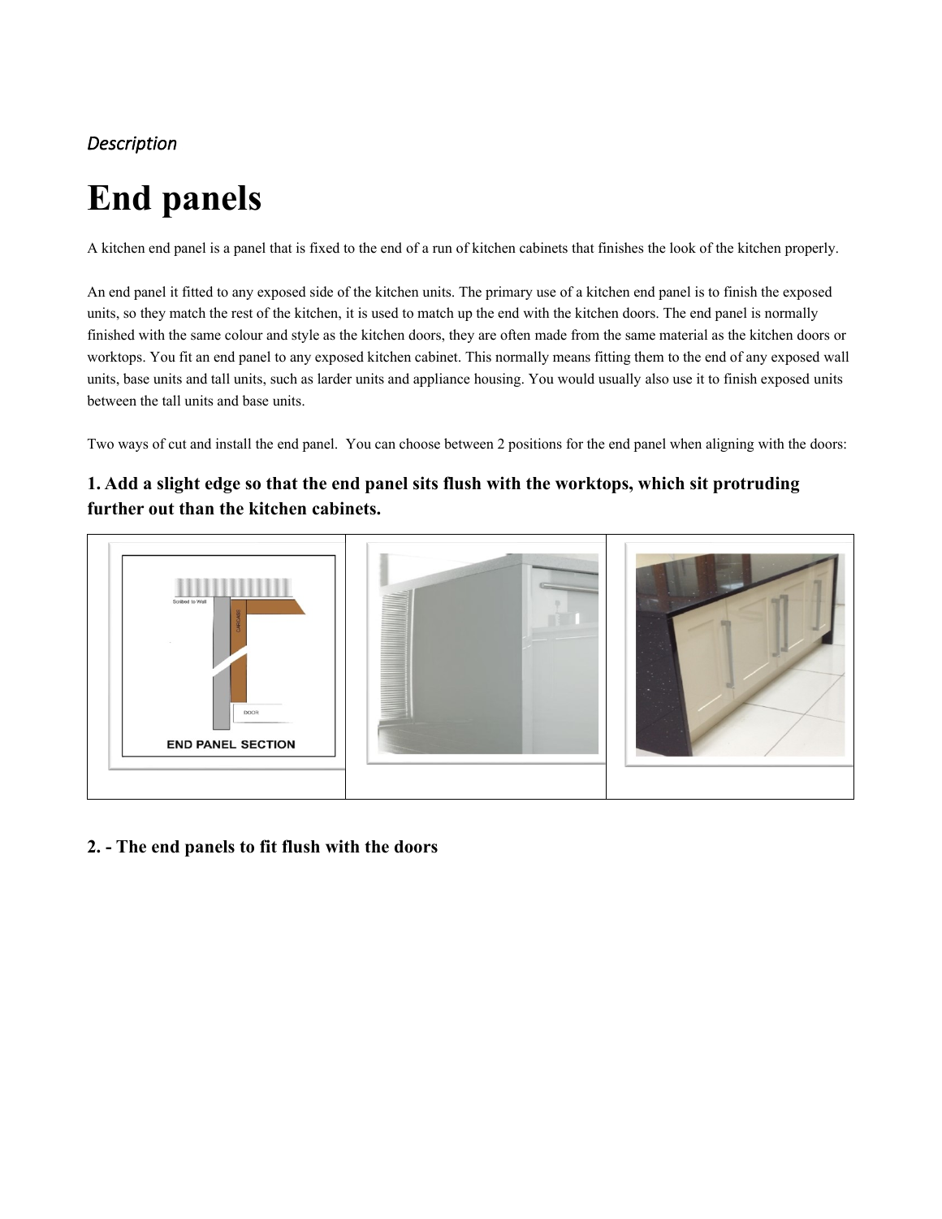*Description*

# End panels

A kitchen end panel is a panel that is fixed to the end of a run of kitchen cabinets that finishes the look of the kitchen properly.

An end panel it fitted to any exposed side of the kitchen units. The primary use of a kitchen end panel is to finish the exposed units, so they match the rest of the kitchen, it is used to match up the end with the kitchen doors. The end panel is normally finished with the same colour and style as the kitchen doors, they are often made from the same material as the kitchen doors or worktops. You fit an end panel to any exposed kitchen cabinet. This normally means fitting them to the end of any exposed wall units, base units and tall units, such as larder units and appliance housing. You would usually also use it to finish exposed units between the tall units and base units.

Two ways of cut and install the end panel. You can choose between 2 positions for the end panel when aligning with the doors:

### 1. Add a slight edge so that the end panel sits flush with the worktops, which sit protruding further out than the kitchen cabinets.

| Scribed to Wall / CARCASE / DOOR / END PANEL SECTION | | |
|---|---|---|

### 2. - The end panels to fit flush with the doors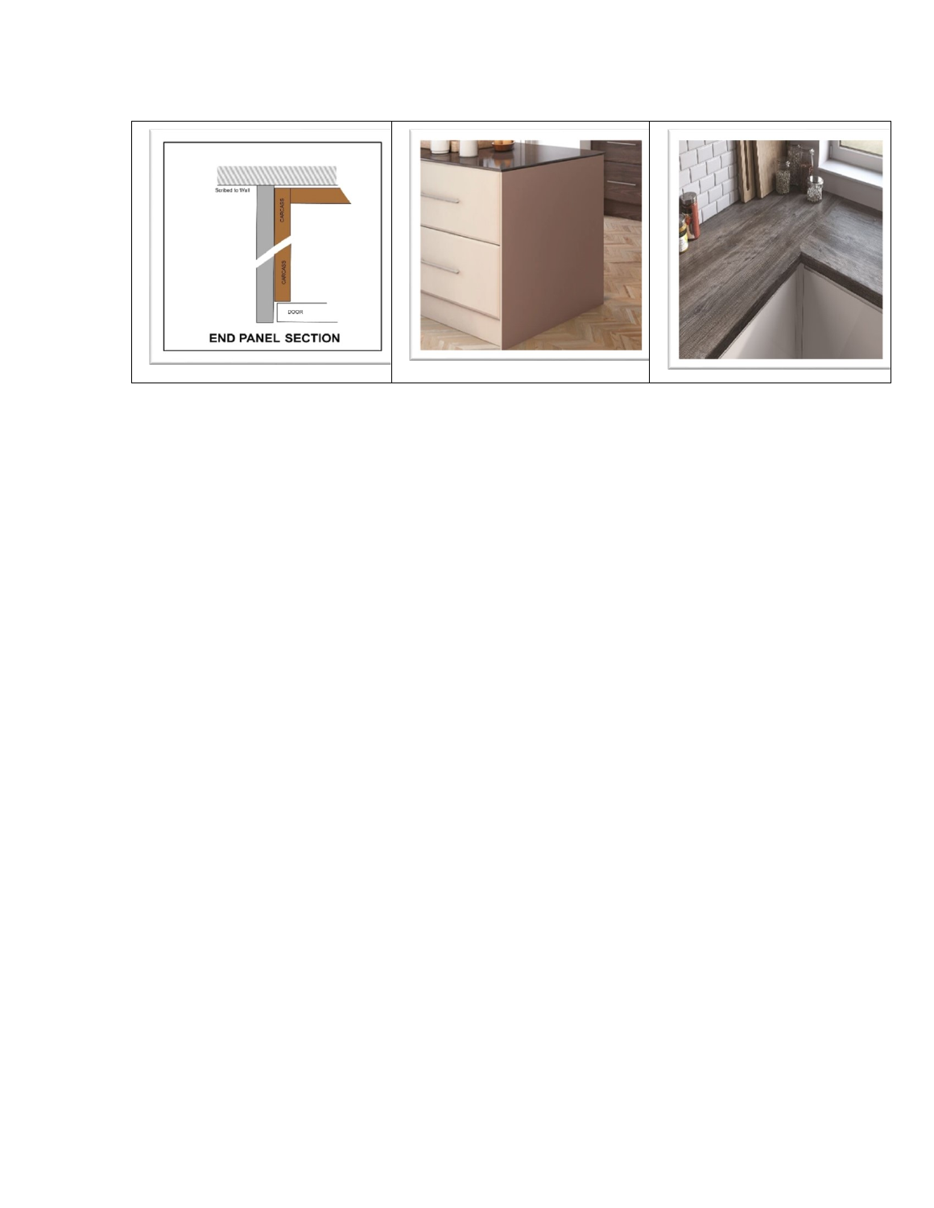Scribed to Wall

CARCASS

CARCASS

DOOR

END PANEL SECTION